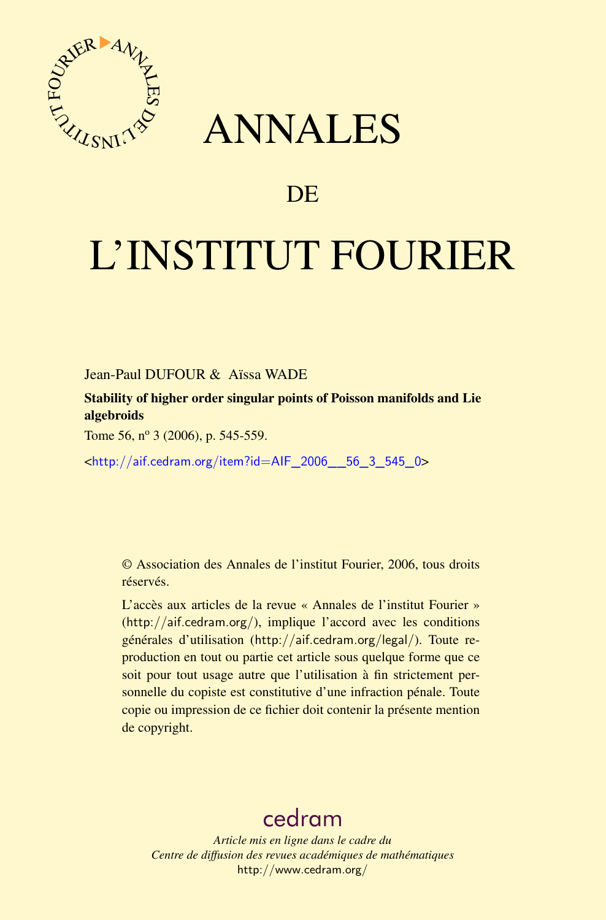# ANNALES

# DE

# L'INSTITUT FOURIER

Jean-Paul DUFOUR & Aïssa WADE

**Stability of higher order singular points of Poisson manifolds and Lie algebroids**

Tome 56, nº 3 (2006), p. 545-559.

<http://aif.cedram.org/item?id=AIF_2006__56_3_545_0>

© Association des Annales de l'institut Fourier, 2006, tous droits réservés.

L'accès aux articles de la revue « Annales de l'institut Fourier » (http://aif.cedram.org/), implique l'accord avec les conditions générales d'utilisation (http://aif.cedram.org/legal/). Toute reproduction en tout ou partie cet article sous quelque forme que ce soit pour tout usage autre que l'utilisation à fin strictement personnelle du copiste est constitutive d'une infraction pénale. Toute copie ou impression de ce fichier doit contenir la présente mention de copyright.

cedram

*Article mis en ligne dans le cadre du*
*Centre de diffusion des revues académiques de mathématiques*
http://www.cedram.org/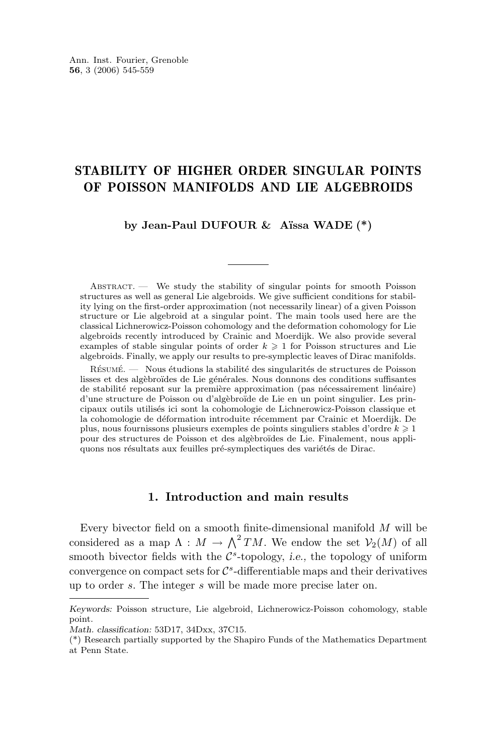Ann. Inst. Fourier, Grenoble
**56**, 3 (2006) 545-559

# STABILITY OF HIGHER ORDER SINGULAR POINTS OF POISSON MANIFOLDS AND LIE ALGEBROIDS

**by Jean-Paul DUFOUR & Aïssa WADE (\*)**

Abstract. — We study the stability of singular points for smooth Poisson structures as well as general Lie algebroids. We give sufficient conditions for stability lying on the first-order approximation (not necessarily linear) of a given Poisson structure or Lie algebroid at a singular point. The main tools used here are the classical Lichnerowicz-Poisson cohomology and the deformation cohomology for Lie algebroids recently introduced by Crainic and Moerdijk. We also provide several examples of stable singular points of order $k \geqslant 1$ for Poisson structures and Lie algebroids. Finally, we apply our results to pre-symplectic leaves of Dirac manifolds.

Résumé. — Nous étudions la stabilité des singularités de structures de Poisson lisses et des algèbroïdes de Lie générales. Nous donnons des conditions suffisantes de stabilité reposant sur la première approximation (pas nécessairement linéaire) d'une structure de Poisson ou d'algèbroïde de Lie en un point singulier. Les principaux outils utilisés ici sont la cohomologie de Lichnerowicz-Poisson classique et la cohomologie de déformation introduite récemment par Crainic et Moerdijk. De plus, nous fournissons plusieurs exemples de points singuliers stables d'ordre $k \geqslant 1$ pour des structures de Poisson et des algèbroïdes de Lie. Finalement, nous appliquons nos résultats aux feuilles pré-symplectiques des variétés de Dirac.

## 1. Introduction and main results

Every bivector field on a smooth finite-dimensional manifold $M$ will be considered as a map $\Lambda : M \to \bigwedge^2 TM$. We endow the set $\mathcal{V}_2(M)$ of all smooth bivector fields with the $\mathcal{C}^s$-topology, *i.e.,* the topology of uniform convergence on compact sets for $\mathcal{C}^s$-differentiable maps and their derivatives up to order $s$. The integer $s$ will be made more precise later on.

---

*Keywords:* Poisson structure, Lie algebroid, Lichnerowicz-Poisson cohomology, stable point.
*Math. classification:* 53D17, 34Dxx, 37C15.
(\*) Research partially supported by the Shapiro Funds of the Mathematics Department at Penn State.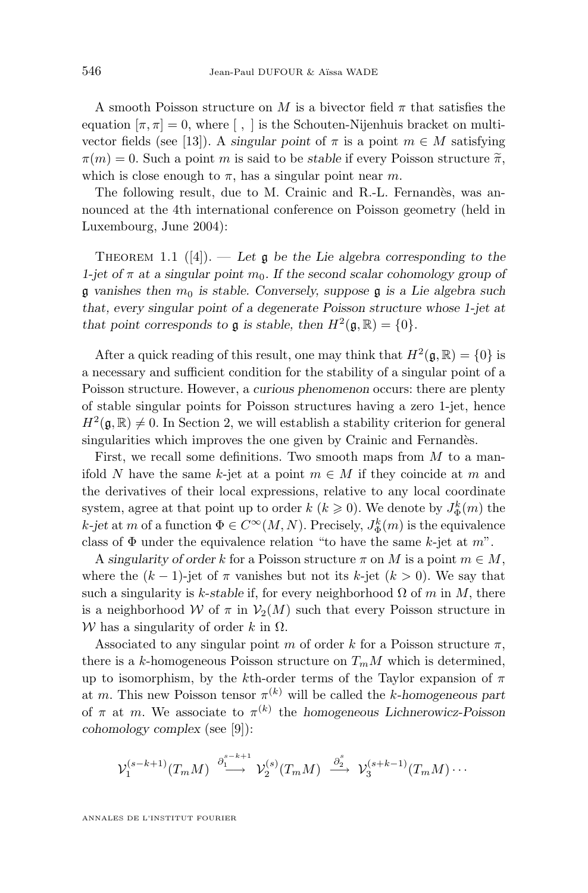A smooth Poisson structure on $M$ is a bivector field $\pi$ that satisfies the equation $[\pi,\pi]=0$, where $[\ ,\ ]$ is the Schouten-Nijenhuis bracket on multivector fields (see [13]). A *singular point* of $\pi$ is a point $m\in M$ satisfying $\pi(m)=0$. Such a point $m$ is said to be *stable* if every Poisson structure $\widetilde{\pi}$, which is close enough to $\pi$, has a singular point near $m$.

The following result, due to M. Crainic and R.-L. Fernandès, was announced at the 4th international conference on Poisson geometry (held in Luxembourg, June 2004):

Theorem 1.1 ([4]). — *Let $\mathfrak{g}$ be the Lie algebra corresponding to the 1-jet of $\pi$ at a singular point $m_0$. If the second scalar cohomology group of $\mathfrak{g}$ vanishes then $m_0$ is stable. Conversely, suppose $\mathfrak{g}$ is a Lie algebra such that, every singular point of a degenerate Poisson structure whose 1-jet at that point corresponds to $\mathfrak{g}$ is stable, then $H^2(\mathfrak{g},\mathbb{R})=\{0\}$.*

After a quick reading of this result, one may think that $H^2(\mathfrak{g},\mathbb{R})=\{0\}$ is a necessary and sufficient condition for the stability of a singular point of a Poisson structure. However, a *curious phenomenon* occurs: there are plenty of stable singular points for Poisson structures having a zero 1-jet, hence $H^2(\mathfrak{g},\mathbb{R})\neq 0$. In Section 2, we will establish a stability criterion for general singularities which improves the one given by Crainic and Fernandès.

First, we recall some definitions. Two smooth maps from $M$ to a manifold $N$ have the same $k$-jet at a point $m\in M$ if they coincide at $m$ and the derivatives of their local expressions, relative to any local coordinate system, agree at that point up to order $k$ ($k\geqslant 0$). We denote by $J^k_\Phi(m)$ the *$k$-jet* at $m$ of a function $\Phi\in C^\infty(M,N)$. Precisely, $J^k_\Phi(m)$ is the equivalence class of $\Phi$ under the equivalence relation "to have the same $k$-jet at $m$".

A *singularity of order $k$* for a Poisson structure $\pi$ on $M$ is a point $m\in M$, where the $(k-1)$-jet of $\pi$ vanishes but not its $k$-jet ($k>0$). We say that such a singularity is *$k$-stable* if, for every neighborhood $\Omega$ of $m$ in $M$, there is a neighborhood $\mathcal{W}$ of $\pi$ in $\mathcal{V}_2(M)$ such that every Poisson structure in $\mathcal{W}$ has a singularity of order $k$ in $\Omega$.

Associated to any singular point $m$ of order $k$ for a Poisson structure $\pi$, there is a $k$-homogeneous Poisson structure on $T_mM$ which is determined, up to isomorphism, by the $k$th-order terms of the Taylor expansion of $\pi$ at $m$. This new Poisson tensor $\pi^{(k)}$ will be called the *$k$-homogeneous part* of $\pi$ at $m$. We associate to $\pi^{(k)}$ the *homogeneous Lichnerowicz-Poisson cohomology complex* (see [9]):

$$\mathcal{V}_1^{(s-k+1)}(T_mM)\ \overset{\partial_1^{s-k+1}}{\longrightarrow}\ \mathcal{V}_2^{(s)}(T_mM)\ \overset{\partial_2^{s}}{\longrightarrow}\ \mathcal{V}_3^{(s+k-1)}(T_mM)\cdots$$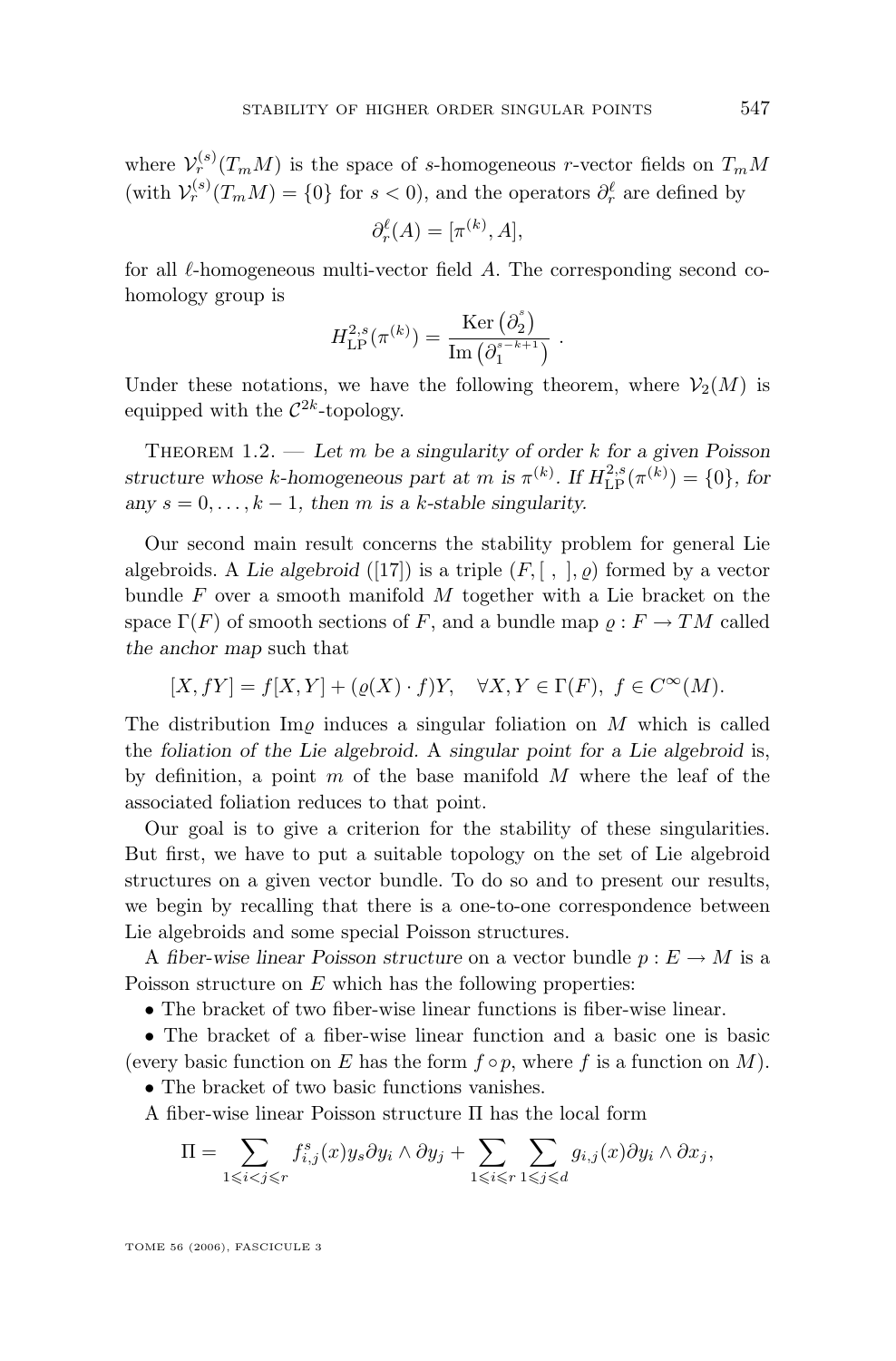where $\mathcal{V}_r^{(s)}(T_mM)$ is the space of $s$-homogeneous $r$-vector fields on $T_mM$ (with $\mathcal{V}_r^{(s)}(T_mM) = \{0\}$ for $s < 0$), and the operators $\partial_r^\ell$ are defined by

$$\partial_r^\ell(A) = [\pi^{(k)}, A],$$

for all $\ell$-homogeneous multi-vector field $A$. The corresponding second cohomology group is

$$H^{2,s}_{\mathrm{LP}}(\pi^{(k)}) = \frac{\mathrm{Ker}\left(\partial_2^{s}\right)}{\mathrm{Im}\left(\partial_1^{s-k+1}\right)}\ .$$

Under these notations, we have the following theorem, where $\mathcal{V}_2(M)$ is equipped with the $\mathcal{C}^{2k}$-topology.

Theorem 1.2. — *Let $m$ be a singularity of order $k$ for a given Poisson structure whose $k$-homogeneous part at $m$ is $\pi^{(k)}$. If $H^{2,s}_{\mathrm{LP}}(\pi^{(k)}) = \{0\}$, for any $s = 0, \dots, k-1$, then $m$ is a $k$-stable singularity.*

Our second main result concerns the stability problem for general Lie algebroids. A *Lie algebroid* ([17]) is a triple $(F, [\ ,\ ], \varrho)$ formed by a vector bundle $F$ over a smooth manifold $M$ together with a Lie bracket on the space $\Gamma(F)$ of smooth sections of $F$, and a bundle map $\varrho : F \to TM$ called *the anchor map* such that

$$[X, fY] = f[X, Y] + (\varrho(X) \cdot f)Y, \quad \forall X, Y \in \Gamma(F),\ f \in C^\infty(M).$$

The distribution $\mathrm{Im}\varrho$ induces a singular foliation on $M$ which is called the *foliation of the Lie algebroid*. A *singular point for a Lie algebroid* is, by definition, a point $m$ of the base manifold $M$ where the leaf of the associated foliation reduces to that point.

Our goal is to give a criterion for the stability of these singularities. But first, we have to put a suitable topology on the set of Lie algebroid structures on a given vector bundle. To do so and to present our results, we begin by recalling that there is a one-to-one correspondence between Lie algebroids and some special Poisson structures.

A *fiber-wise linear Poisson structure* on a vector bundle $p : E \to M$ is a Poisson structure on $E$ which has the following properties:

• The bracket of two fiber-wise linear functions is fiber-wise linear.

• The bracket of a fiber-wise linear function and a basic one is basic (every basic function on $E$ has the form $f \circ p$, where $f$ is a function on $M$).

• The bracket of two basic functions vanishes.

A fiber-wise linear Poisson structure $\Pi$ has the local form

$$\Pi = \sum_{1 \leqslant i < j \leqslant r} f_{i,j}^s(x) y_s \partial y_i \wedge \partial y_j + \sum_{1 \leqslant i \leqslant r} \sum_{1 \leqslant j \leqslant d} g_{i,j}(x) \partial y_i \wedge \partial x_j,$$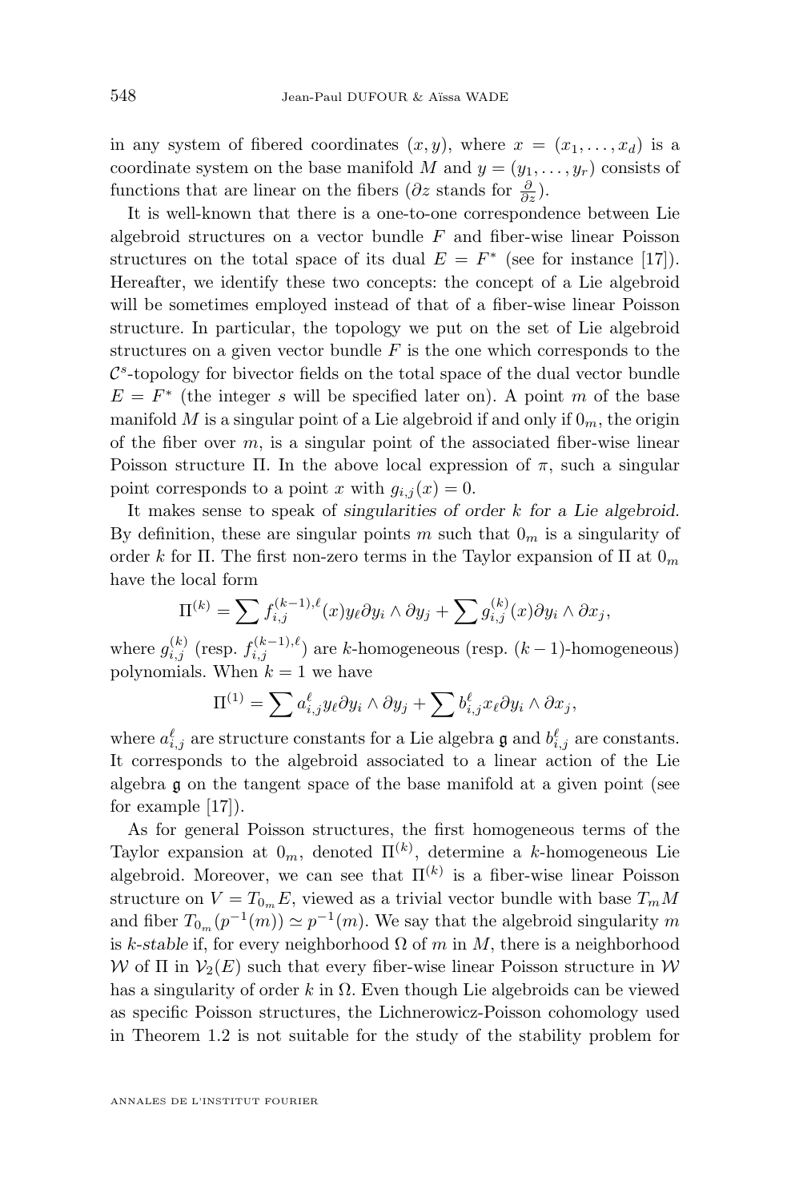in any system of fibered coordinates $(x, y)$, where $x = (x_1, \dots, x_d)$ is a coordinate system on the base manifold $M$ and $y = (y_1, \dots, y_r)$ consists of functions that are linear on the fibers ($\partial z$ stands for $\frac{\partial}{\partial z}$).

It is well-known that there is a one-to-one correspondence between Lie algebroid structures on a vector bundle $F$ and fiber-wise linear Poisson structures on the total space of its dual $E = F^*$ (see for instance [17]). Hereafter, we identify these two concepts: the concept of a Lie algebroid will be sometimes employed instead of that of a fiber-wise linear Poisson structure. In particular, the topology we put on the set of Lie algebroid structures on a given vector bundle $F$ is the one which corresponds to the $\mathcal{C}^s$-topology for bivector fields on the total space of the dual vector bundle $E = F^*$ (the integer $s$ will be specified later on). A point $m$ of the base manifold $M$ is a singular point of a Lie algebroid if and only if $0_m$, the origin of the fiber over $m$, is a singular point of the associated fiber-wise linear Poisson structure $\Pi$. In the above local expression of $\pi$, such a singular point corresponds to a point $x$ with $g_{i,j}(x) = 0$.

It makes sense to speak of *singularities of order $k$ for a Lie algebroid*. By definition, these are singular points $m$ such that $0_m$ is a singularity of order $k$ for $\Pi$. The first non-zero terms in the Taylor expansion of $\Pi$ at $0_m$ have the local form

$$\Pi^{(k)} = \sum f_{i,j}^{(k-1),\ell}(x) y_\ell \partial y_i \wedge \partial y_j + \sum g_{i,j}^{(k)}(x) \partial y_i \wedge \partial x_j,$$

where $g_{i,j}^{(k)}$ (resp. $f_{i,j}^{(k-1),\ell}$) are $k$-homogeneous (resp. $(k-1)$-homogeneous) polynomials. When $k = 1$ we have

$$\Pi^{(1)} = \sum a_{i,j}^\ell y_\ell \partial y_i \wedge \partial y_j + \sum b_{i,j}^\ell x_\ell \partial y_i \wedge \partial x_j,$$

where $a_{i,j}^\ell$ are structure constants for a Lie algebra $\mathfrak{g}$ and $b_{i,j}^\ell$ are constants. It corresponds to the algebroid associated to a linear action of the Lie algebra $\mathfrak{g}$ on the tangent space of the base manifold at a given point (see for example [17]).

As for general Poisson structures, the first homogeneous terms of the Taylor expansion at $0_m$, denoted $\Pi^{(k)}$, determine a $k$-homogeneous Lie algebroid. Moreover, we can see that $\Pi^{(k)}$ is a fiber-wise linear Poisson structure on $V = T_{0_m}E$, viewed as a trivial vector bundle with base $T_m M$ and fiber $T_{0_m}(p^{-1}(m)) \simeq p^{-1}(m)$. We say that the algebroid singularity $m$ is *$k$-stable* if, for every neighborhood $\Omega$ of $m$ in $M$, there is a neighborhood $\mathcal{W}$ of $\Pi$ in $\mathcal{V}_2(E)$ such that every fiber-wise linear Poisson structure in $\mathcal{W}$ has a singularity of order $k$ in $\Omega$. Even though Lie algebroids can be viewed as specific Poisson structures, the Lichnerowicz-Poisson cohomology used in Theorem 1.2 is not suitable for the study of the stability problem for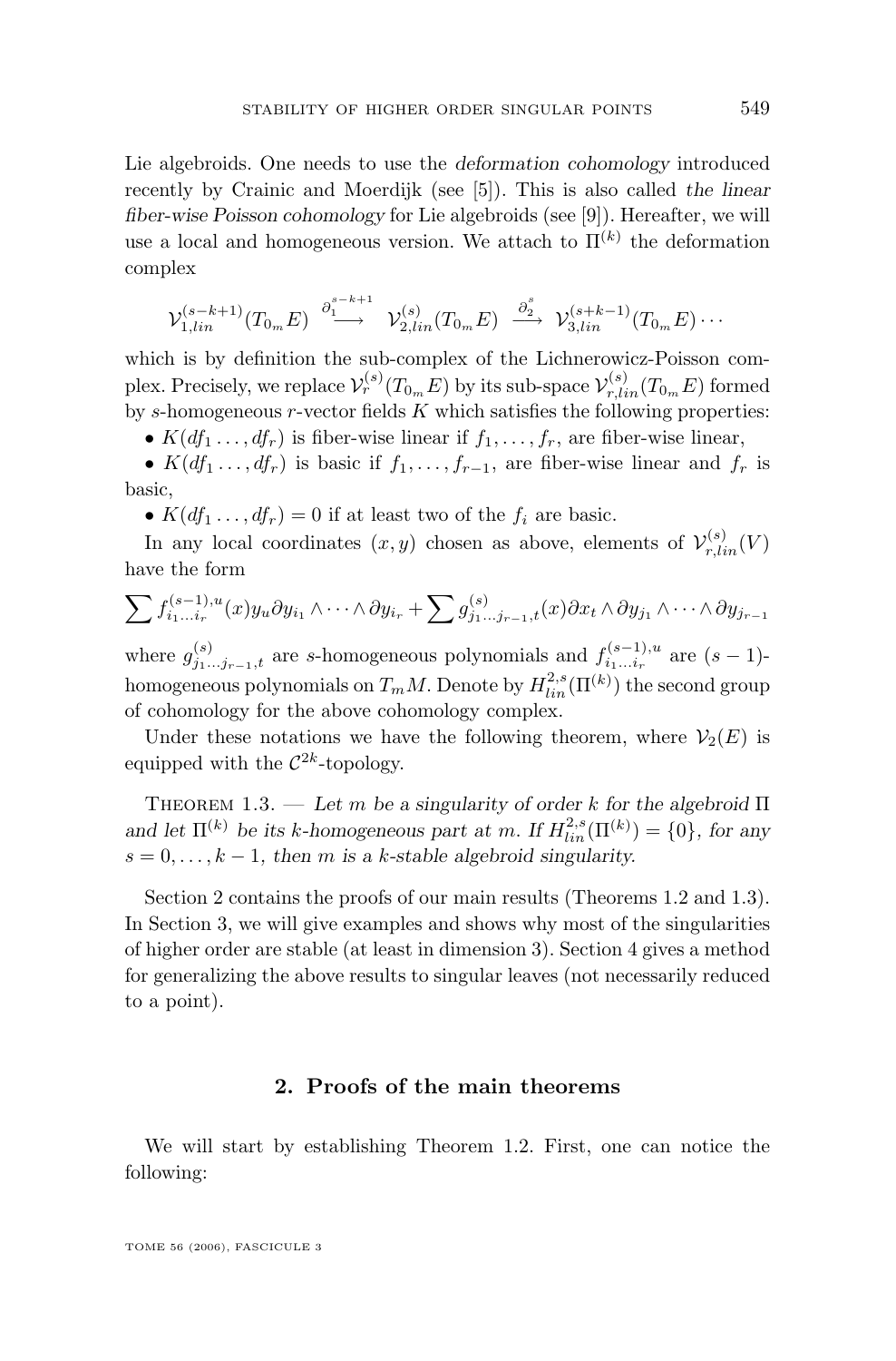Lie algebroids. One needs to use the *deformation cohomology* introduced recently by Crainic and Moerdijk (see [5]). This is also called *the linear fiber-wise Poisson cohomology* for Lie algebroids (see [9]). Hereafter, we will use a local and homogeneous version. We attach to $\Pi^{(k)}$ the deformation complex

$$\mathcal{V}_{1,lin}^{(s-k+1)}(T_{0_m}E) \xrightarrow{\partial_1^{s-k+1}} \mathcal{V}_{2,lin}^{(s)}(T_{0_m}E) \xrightarrow{\partial_2^{s}} \mathcal{V}_{3,lin}^{(s+k-1)}(T_{0_m}E) \cdots$$

which is by definition the sub-complex of the Lichnerowicz-Poisson complex. Precisely, we replace $\mathcal{V}_r^{(s)}(T_{0_m}E)$ by its sub-space $\mathcal{V}_{r,lin}^{(s)}(T_{0_m}E)$ formed by $s$-homogeneous $r$-vector fields $K$ which satisfies the following properties:

- $K(df_1 \dots, df_r)$ is fiber-wise linear if $f_1, \dots, f_r$, are fiber-wise linear,
- $K(df_1 \dots, df_r)$ is basic if $f_1, \dots, f_{r-1}$, are fiber-wise linear and $f_r$ is basic,
- $K(df_1 \dots, df_r) = 0$ if at least two of the $f_i$ are basic.

In any local coordinates $(x, y)$ chosen as above, elements of $\mathcal{V}_{r,lin}^{(s)}(V)$ have the form

$$\sum f_{i_1\dots i_r}^{(s-1),u}(x) y_u \partial y_{i_1} \wedge \dots \wedge \partial y_{i_r} + \sum g_{j_1\dots j_{r-1},t}^{(s)}(x) \partial x_t \wedge \partial y_{j_1} \wedge \dots \wedge \partial y_{j_{r-1}}$$

where $g_{j_1\dots j_{r-1},t}^{(s)}$ are $s$-homogeneous polynomials and $f_{i_1\dots i_r}^{(s-1),u}$ are $(s-1)$-homogeneous polynomials on $T_mM$. Denote by $H_{lin}^{2,s}(\Pi^{(k)})$ the second group of cohomology for the above cohomology complex.

Under these notations we have the following theorem, where $\mathcal{V}_2(E)$ is equipped with the $\mathcal{C}^{2k}$-topology.

Theorem 1.3. — *Let $m$ be a singularity of order $k$ for the algebroid $\Pi$ and let $\Pi^{(k)}$ be its $k$-homogeneous part at $m$. If $H_{lin}^{2,s}(\Pi^{(k)}) = \{0\}$, for any $s = 0, \dots, k-1$, then $m$ is a $k$-stable algebroid singularity.*

Section 2 contains the proofs of our main results (Theorems 1.2 and 1.3). In Section 3, we will give examples and shows why most of the singularities of higher order are stable (at least in dimension 3). Section 4 gives a method for generalizing the above results to singular leaves (not necessarily reduced to a point).

## 2. Proofs of the main theorems

We will start by establishing Theorem 1.2. First, one can notice the following: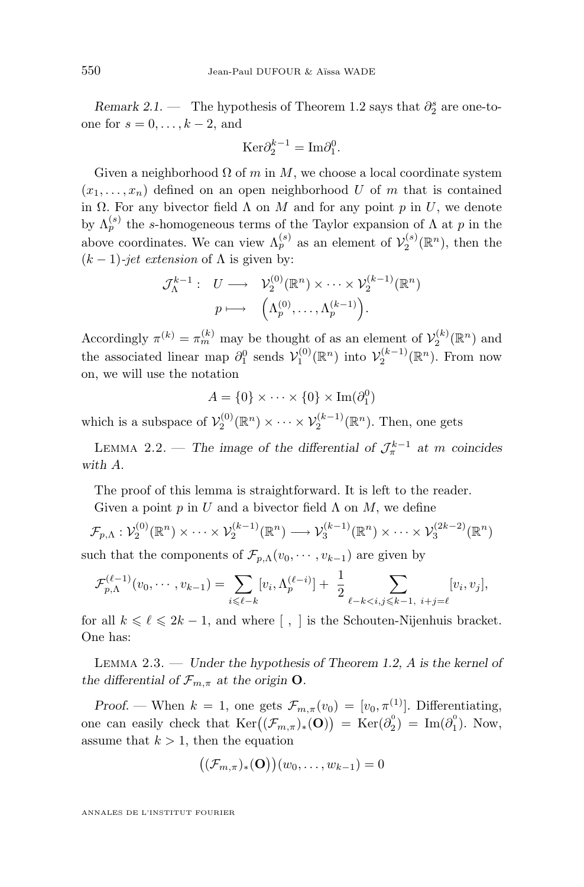*Remark 2.1.* — The hypothesis of Theorem 1.2 says that $\partial_2^s$ are one-to-one for $s = 0, \dots, k-2$, and

$$\mathrm{Ker}\partial_2^{k-1} = \mathrm{Im}\partial_1^0.$$

Given a neighborhood $\Omega$ of $m$ in $M$, we choose a local coordinate system $(x_1, \dots, x_n)$ defined on an open neighborhood $U$ of $m$ that is contained in $\Omega$. For any bivector field $\Lambda$ on $M$ and for any point $p$ in $U$, we denote by $\Lambda_p^{(s)}$ the $s$-homogeneous terms of the Taylor expansion of $\Lambda$ at $p$ in the above coordinates. We can view $\Lambda_p^{(s)}$ as an element of $\mathcal{V}_2^{(s)}(\mathbb{R}^n)$, then the $(k-1)$-*jet extension* of $\Lambda$ is given by:

$$\begin{aligned} \mathcal{J}_\Lambda^{k-1} : \quad U &\longrightarrow \quad \mathcal{V}_2^{(0)}(\mathbb{R}^n) \times \cdots \times \mathcal{V}_2^{(k-1)}(\mathbb{R}^n) \\ p &\longmapsto \quad \left(\Lambda_p^{(0)}, \dots, \Lambda_p^{(k-1)}\right). \end{aligned}$$

Accordingly $\pi^{(k)} = \pi_m^{(k)}$ may be thought of as an element of $\mathcal{V}_2^{(k)}(\mathbb{R}^n)$ and the associated linear map $\partial_1^0$ sends $\mathcal{V}_1^{(0)}(\mathbb{R}^n)$ into $\mathcal{V}_2^{(k-1)}(\mathbb{R}^n)$. From now on, we will use the notation

$$A = \{0\} \times \cdots \times \{0\} \times \mathrm{Im}(\partial_1^0)$$

which is a subspace of $\mathcal{V}_2^{(0)}(\mathbb{R}^n) \times \cdots \times \mathcal{V}_2^{(k-1)}(\mathbb{R}^n)$. Then, one gets

LEMMA 2.2. — *The image of the differential of $\mathcal{J}_\pi^{k-1}$ at $m$ coincides with $A$.*

The proof of this lemma is straightforward. It is left to the reader.

Given a point $p$ in $U$ and a bivector field $\Lambda$ on $M$, we define

$$\mathcal{F}_{p,\Lambda} : \mathcal{V}_2^{(0)}(\mathbb{R}^n) \times \cdots \times \mathcal{V}_2^{(k-1)}(\mathbb{R}^n) \longrightarrow \mathcal{V}_3^{(k-1)}(\mathbb{R}^n) \times \cdots \times \mathcal{V}_3^{(2k-2)}(\mathbb{R}^n)$$

such that the components of $\mathcal{F}_{p,\Lambda}(v_0, \cdots, v_{k-1})$ are given by

$$\mathcal{F}_{p,\Lambda}^{(\ell-1)}(v_0, \cdots, v_{k-1}) = \sum_{i \leqslant \ell-k} [v_i, \Lambda_p^{(\ell-i)}] + \frac{1}{2} \sum_{\ell-k<i,j\leqslant k-1,\ i+j=\ell} [v_i, v_j],$$

for all $k \leqslant \ell \leqslant 2k-1$, and where $[\ ,\ ]$ is the Schouten-Nijenhuis bracket. One has:

LEMMA 2.3. — *Under the hypothesis of Theorem 1.2, $A$ is the kernel of the differential of $\mathcal{F}_{m,\pi}$ at the origin $\mathbf{O}$.*

*Proof.* — When $k = 1$, one gets $\mathcal{F}_{m,\pi}(v_0) = [v_0, \pi^{(1)}]$. Differentiating, one can easily check that $\mathrm{Ker}\big((\mathcal{F}_{m,\pi})_*(\mathbf{O})\big) = \mathrm{Ker}(\partial_2^0) = \mathrm{Im}(\partial_1^0)$. Now, assume that $k > 1$, then the equation

$$\big((\mathcal{F}_{m,\pi})_*(\mathbf{O})\big)(w_0, \dots, w_{k-1}) = 0$$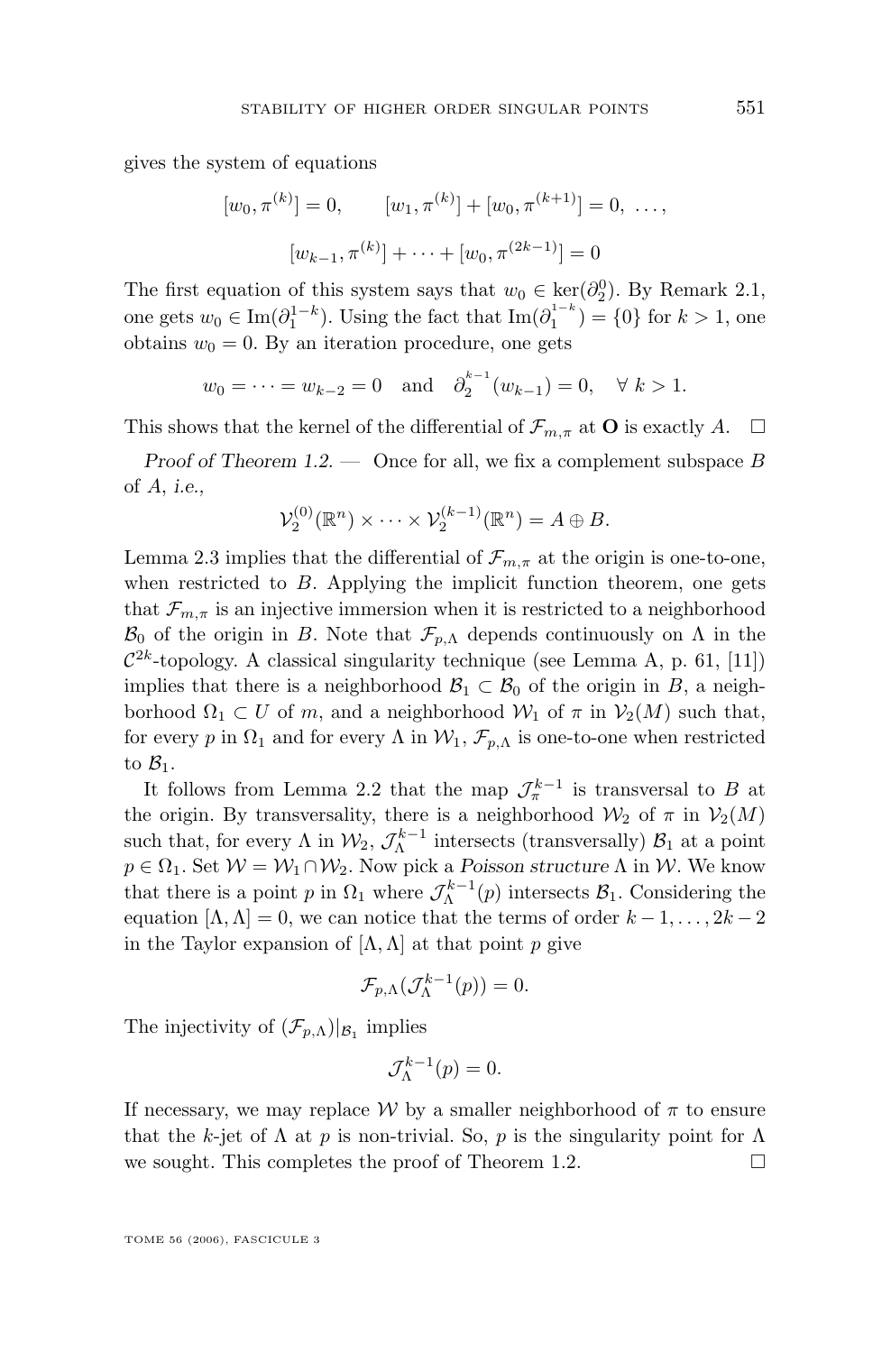gives the system of equations

$$[w_0, \pi^{(k)}] = 0, \qquad [w_1, \pi^{(k)}] + [w_0, \pi^{(k+1)}] = 0, \ \ldots,$$

$$[w_{k-1}, \pi^{(k)}] + \cdots + [w_0, \pi^{(2k-1)}] = 0$$

The first equation of this system says that $w_0 \in \ker(\partial_2^0)$. By Remark 2.1, one gets $w_0 \in \operatorname{Im}(\partial_1^{1-k})$. Using the fact that $\operatorname{Im}(\partial_1^{1-k}) = \{0\}$ for $k > 1$, one obtains $w_0 = 0$. By an iteration procedure, one gets

$$w_0 = \cdots = w_{k-2} = 0 \quad \text{and} \quad \partial_2^{k-1}(w_{k-1}) = 0, \quad \forall\ k > 1.$$

This shows that the kernel of the differential of $\mathcal{F}_{m,\pi}$ at $\mathbf{O}$ is exactly $A$. $\square$

*Proof of Theorem 1.2.* — Once for all, we fix a complement subspace $B$ of $A$, *i.e.*,

$$\mathcal{V}_2^{(0)}(\mathbb{R}^n) \times \cdots \times \mathcal{V}_2^{(k-1)}(\mathbb{R}^n) = A \oplus B.$$

Lemma 2.3 implies that the differential of $\mathcal{F}_{m,\pi}$ at the origin is one-to-one, when restricted to $B$. Applying the implicit function theorem, one gets that $\mathcal{F}_{m,\pi}$ is an injective immersion when it is restricted to a neighborhood $\mathcal{B}_0$ of the origin in $B$. Note that $\mathcal{F}_{p,\Lambda}$ depends continuously on $\Lambda$ in the $\mathcal{C}^{2k}$-topology. A classical singularity technique (see Lemma A, p. 61, [11]) implies that there is a neighborhood $\mathcal{B}_1 \subset \mathcal{B}_0$ of the origin in $B$, a neighborhood $\Omega_1 \subset U$ of $m$, and a neighborhood $\mathcal{W}_1$ of $\pi$ in $\mathcal{V}_2(M)$ such that, for every $p$ in $\Omega_1$ and for every $\Lambda$ in $\mathcal{W}_1$, $\mathcal{F}_{p,\Lambda}$ is one-to-one when restricted to $\mathcal{B}_1$.

It follows from Lemma 2.2 that the map $\mathcal{J}_\pi^{k-1}$ is transversal to $B$ at the origin. By transversality, there is a neighborhood $\mathcal{W}_2$ of $\pi$ in $\mathcal{V}_2(M)$ such that, for every $\Lambda$ in $\mathcal{W}_2$, $\mathcal{J}_\Lambda^{k-1}$ intersects (transversally) $\mathcal{B}_1$ at a point $p \in \Omega_1$. Set $\mathcal{W} = \mathcal{W}_1 \cap \mathcal{W}_2$. Now pick a *Poisson structure* $\Lambda$ in $\mathcal{W}$. We know that there is a point $p$ in $\Omega_1$ where $\mathcal{J}_\Lambda^{k-1}(p)$ intersects $\mathcal{B}_1$. Considering the equation $[\Lambda, \Lambda] = 0$, we can notice that the terms of order $k-1, \ldots, 2k-2$ in the Taylor expansion of $[\Lambda, \Lambda]$ at that point $p$ give

$$\mathcal{F}_{p,\Lambda}(\mathcal{J}_\Lambda^{k-1}(p)) = 0.$$

The injectivity of $(\mathcal{F}_{p,\Lambda})|_{\mathcal{B}_1}$ implies

$$\mathcal{J}_\Lambda^{k-1}(p) = 0.$$

If necessary, we may replace $\mathcal{W}$ by a smaller neighborhood of $\pi$ to ensure that the $k$-jet of $\Lambda$ at $p$ is non-trivial. So, $p$ is the singularity point for $\Lambda$ we sought. This completes the proof of Theorem 1.2. $\square$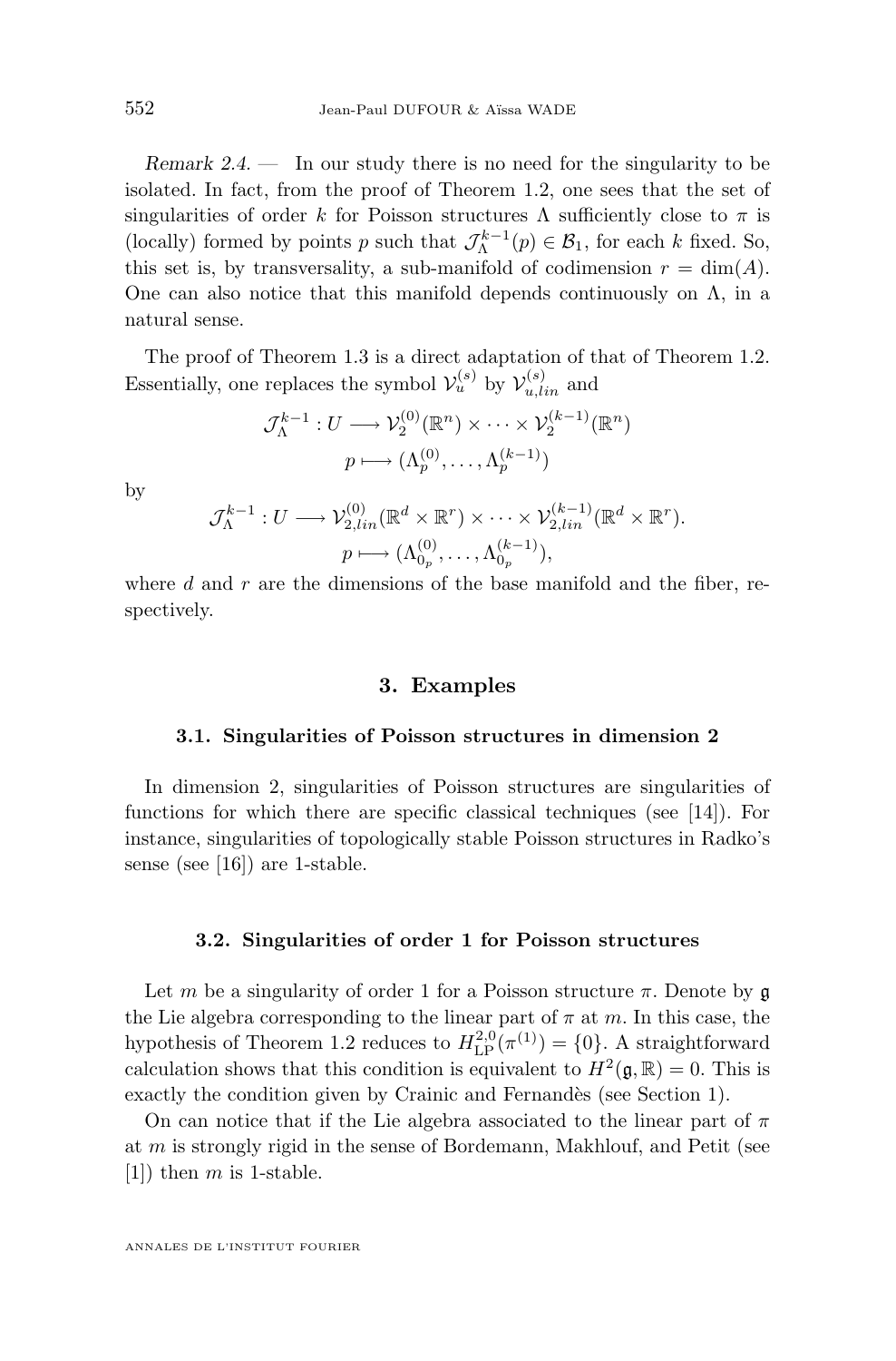*Remark 2.4.* — In our study there is no need for the singularity to be isolated. In fact, from the proof of Theorem 1.2, one sees that the set of singularities of order $k$ for Poisson structures $\Lambda$ sufficiently close to $\pi$ is (locally) formed by points $p$ such that $\mathcal{J}_\Lambda^{k-1}(p) \in \mathcal{B}_1$, for each $k$ fixed. So, this set is, by transversality, a sub-manifold of codimension $r = \dim(A)$. One can also notice that this manifold depends continuously on $\Lambda$, in a natural sense.

The proof of Theorem 1.3 is a direct adaptation of that of Theorem 1.2. Essentially, one replaces the symbol $\mathcal{V}_u^{(s)}$ by $\mathcal{V}_{u,lin}^{(s)}$ and

$$\mathcal{J}_\Lambda^{k-1} : U \longrightarrow \mathcal{V}_2^{(0)}(\mathbb{R}^n) \times \cdots \times \mathcal{V}_2^{(k-1)}(\mathbb{R}^n)$$
$$p \longmapsto (\Lambda_p^{(0)}, \ldots, \Lambda_p^{(k-1)})$$

by

$$\mathcal{J}_\Lambda^{k-1} : U \longrightarrow \mathcal{V}_{2,lin}^{(0)}(\mathbb{R}^d \times \mathbb{R}^r) \times \cdots \times \mathcal{V}_{2,lin}^{(k-1)}(\mathbb{R}^d \times \mathbb{R}^r).$$
$$p \longmapsto (\Lambda_{0_p}^{(0)}, \ldots, \Lambda_{0_p}^{(k-1)}),$$

where $d$ and $r$ are the dimensions of the base manifold and the fiber, respectively.

## 3. Examples

### 3.1. Singularities of Poisson structures in dimension 2

In dimension 2, singularities of Poisson structures are singularities of functions for which there are specific classical techniques (see [14]). For instance, singularities of topologically stable Poisson structures in Radko's sense (see [16]) are 1-stable.

### 3.2. Singularities of order 1 for Poisson structures

Let $m$ be a singularity of order 1 for a Poisson structure $\pi$. Denote by $\mathfrak{g}$ the Lie algebra corresponding to the linear part of $\pi$ at $m$. In this case, the hypothesis of Theorem 1.2 reduces to $H_{\mathrm{LP}}^{2,0}(\pi^{(1)}) = \{0\}$. A straightforward calculation shows that this condition is equivalent to $H^2(\mathfrak{g}, \mathbb{R}) = 0$. This is exactly the condition given by Crainic and Fernandès (see Section 1).

On can notice that if the Lie algebra associated to the linear part of $\pi$ at $m$ is strongly rigid in the sense of Bordemann, Makhlouf, and Petit (see [1]) then $m$ is 1-stable.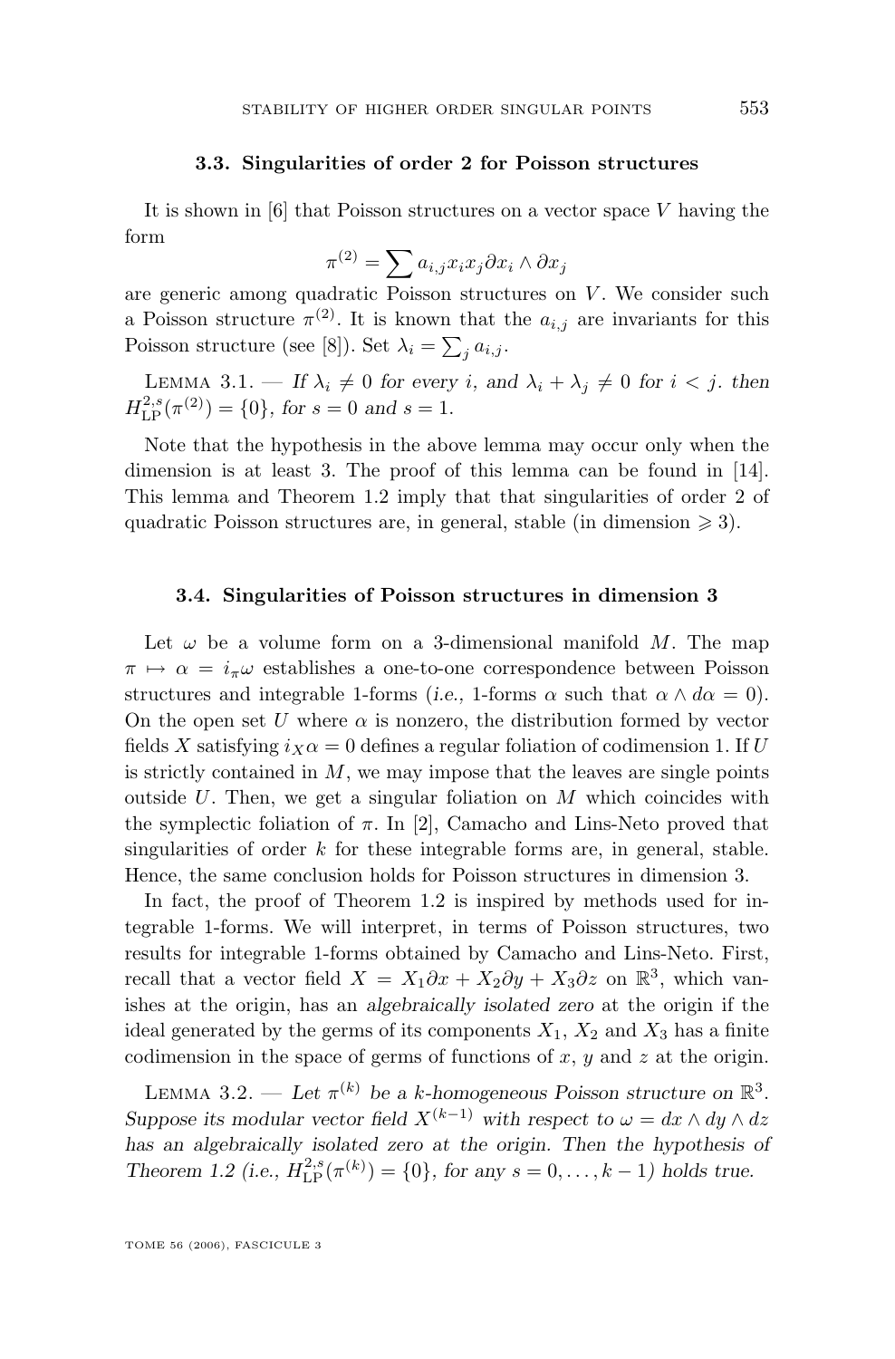### 3.3. Singularities of order 2 for Poisson structures

It is shown in [6] that Poisson structures on a vector space $V$ having the form

$$\pi^{(2)} = \sum a_{i,j} x_i x_j \partial x_i \wedge \partial x_j$$

are generic among quadratic Poisson structures on $V$. We consider such a Poisson structure $\pi^{(2)}$. It is known that the $a_{i,j}$ are invariants for this Poisson structure (see [8]). Set $\lambda_i = \sum_j a_{i,j}$.

Lemma 3.1. — *If $\lambda_i \neq 0$ for every $i$, and $\lambda_i + \lambda_j \neq 0$ for $i < j$. then $H^{2,s}_{\mathrm{LP}}(\pi^{(2)}) = \{0\}$, for $s = 0$ and $s = 1$.*

Note that the hypothesis in the above lemma may occur only when the dimension is at least 3. The proof of this lemma can be found in [14]. This lemma and Theorem 1.2 imply that that singularities of order 2 of quadratic Poisson structures are, in general, stable (in dimension $\geqslant 3$).

### 3.4. Singularities of Poisson structures in dimension 3

Let $\omega$ be a volume form on a 3-dimensional manifold $M$. The map $\pi \mapsto \alpha = i_\pi \omega$ establishes a one-to-one correspondence between Poisson structures and integrable 1-forms (*i.e.,* 1-forms $\alpha$ such that $\alpha \wedge d\alpha = 0$). On the open set $U$ where $\alpha$ is nonzero, the distribution formed by vector fields $X$ satisfying $i_X \alpha = 0$ defines a regular foliation of codimension 1. If $U$ is strictly contained in $M$, we may impose that the leaves are single points outside $U$. Then, we get a singular foliation on $M$ which coincides with the symplectic foliation of $\pi$. In [2], Camacho and Lins-Neto proved that singularities of order $k$ for these integrable forms are, in general, stable. Hence, the same conclusion holds for Poisson structures in dimension 3.

In fact, the proof of Theorem 1.2 is inspired by methods used for integrable 1-forms. We will interpret, in terms of Poisson structures, two results for integrable 1-forms obtained by Camacho and Lins-Neto. First, recall that a vector field $X = X_1 \partial x + X_2 \partial y + X_3 \partial z$ on $\mathbb{R}^3$, which vanishes at the origin, has an *algebraically isolated zero* at the origin if the ideal generated by the germs of its components $X_1$, $X_2$ and $X_3$ has a finite codimension in the space of germs of functions of $x$, $y$ and $z$ at the origin.

Lemma 3.2. — *Let $\pi^{(k)}$ be a $k$-homogeneous Poisson structure on $\mathbb{R}^3$. Suppose its modular vector field $X^{(k-1)}$ with respect to $\omega = dx \wedge dy \wedge dz$ has an algebraically isolated zero at the origin. Then the hypothesis of Theorem 1.2 (i.e., $H^{2,s}_{\mathrm{LP}}(\pi^{(k)}) = \{0\}$, for any $s = 0, \ldots, k-1$) holds true.*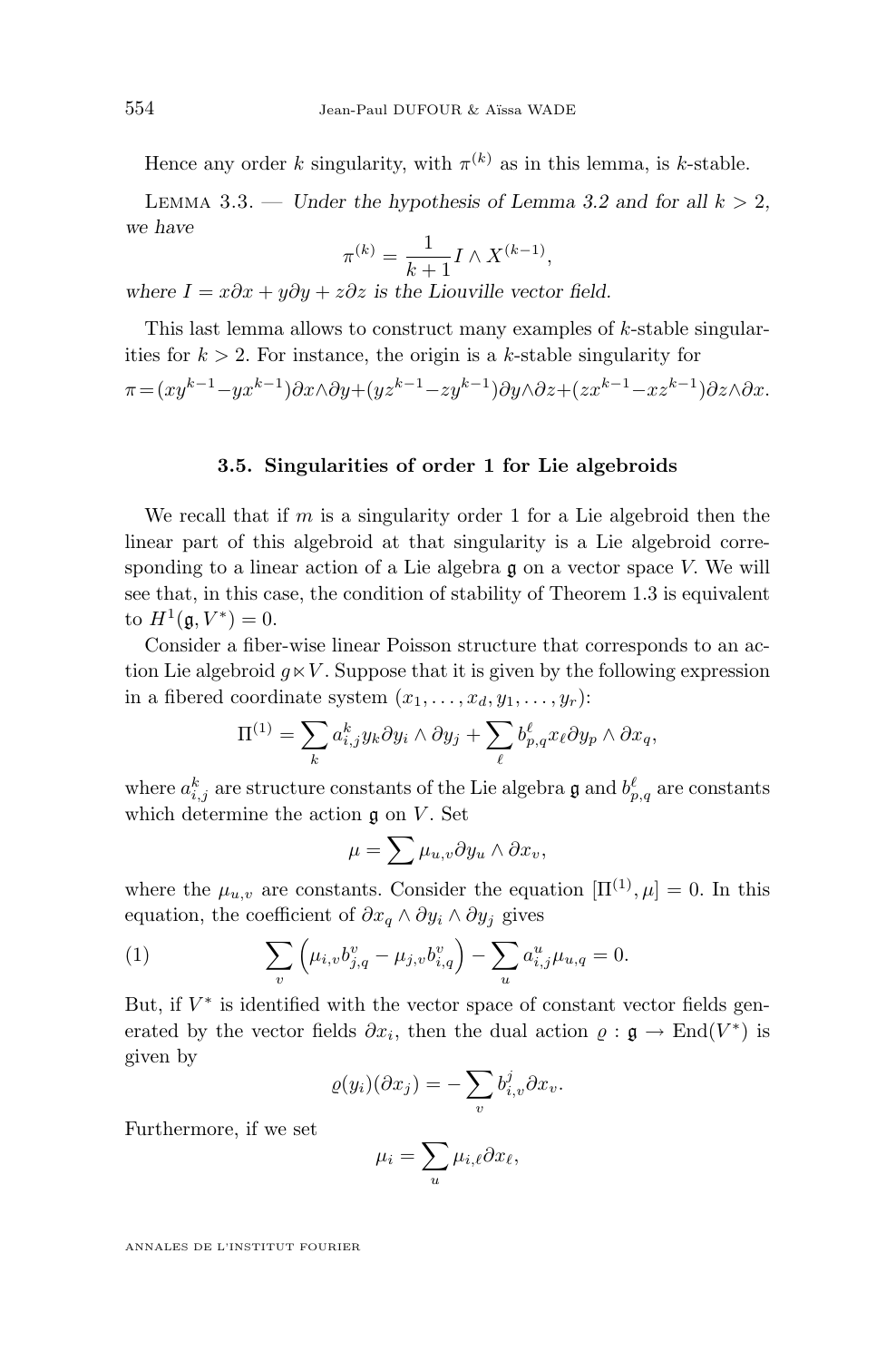Hence any order $k$ singularity, with $\pi^{(k)}$ as in this lemma, is $k$-stable.

Lemma 3.3. — *Under the hypothesis of Lemma 3.2 and for all $k > 2$, we have*

$$\pi^{(k)} = \frac{1}{k+1} I \wedge X^{(k-1)},$$

*where $I = x\partial x + y\partial y + z\partial z$ is the Liouville vector field.*

This last lemma allows to construct many examples of $k$-stable singularities for $k > 2$. For instance, the origin is a $k$-stable singularity for

$$\pi = (xy^{k-1} - yx^{k-1})\partial x \wedge \partial y + (yz^{k-1} - zy^{k-1})\partial y \wedge \partial z + (zx^{k-1} - xz^{k-1})\partial z \wedge \partial x.$$

### 3.5. Singularities of order 1 for Lie algebroids

We recall that if $m$ is a singularity order 1 for a Lie algebroid then the linear part of this algebroid at that singularity is a Lie algebroid corresponding to a linear action of a Lie algebra $\mathfrak{g}$ on a vector space $V$. We will see that, in this case, the condition of stability of Theorem 1.3 is equivalent to $H^1(\mathfrak{g}, V^*) = 0$.

Consider a fiber-wise linear Poisson structure that corresponds to an action Lie algebroid $g \ltimes V$. Suppose that it is given by the following expression in a fibered coordinate system $(x_1, \ldots, x_d, y_1, \ldots, y_r)$:

$$\Pi^{(1)} = \sum_k a_{i,j}^k y_k \partial y_i \wedge \partial y_j + \sum_\ell b_{p,q}^\ell x_\ell \partial y_p \wedge \partial x_q,$$

where $a_{i,j}^k$ are structure constants of the Lie algebra $\mathfrak{g}$ and $b_{p,q}^\ell$ are constants which determine the action $\mathfrak{g}$ on $V$. Set

$$\mu = \sum \mu_{u,v} \partial y_u \wedge \partial x_v,$$

where the $\mu_{u,v}$ are constants. Consider the equation $[\Pi^{(1)}, \mu] = 0$. In this equation, the coefficient of $\partial x_q \wedge \partial y_i \wedge \partial y_j$ gives

$$\sum_v \left( \mu_{i,v} b_{j,q}^v - \mu_{j,v} b_{i,q}^v \right) - \sum_u a_{i,j}^u \mu_{u,q} = 0. \tag{1}$$

But, if $V^*$ is identified with the vector space of constant vector fields generated by the vector fields $\partial x_i$, then the dual action $\varrho : \mathfrak{g} \to \mathrm{End}(V^*)$ is given by

$$\varrho(y_i)(\partial x_j) = -\sum_v b_{i,v}^j \partial x_v.$$

Furthermore, if we set

$$\mu_i = \sum_u \mu_{i,\ell} \partial x_\ell,$$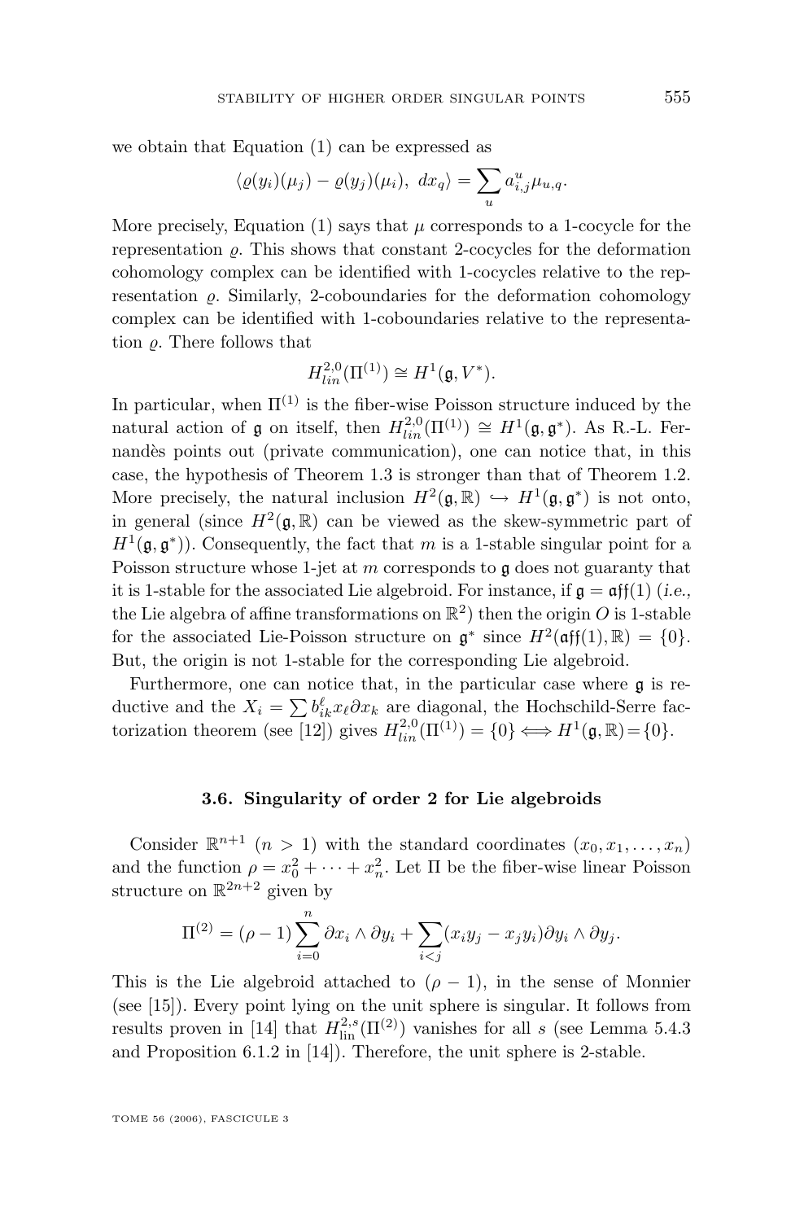we obtain that Equation (1) can be expressed as

$$\langle \varrho(y_i)(\mu_j) - \varrho(y_j)(\mu_i),\ dx_q\rangle = \sum_u a^u_{i,j}\mu_{u,q}.$$

More precisely, Equation (1) says that $\mu$ corresponds to a 1-cocycle for the representation $\varrho$. This shows that constant 2-cocycles for the deformation cohomology complex can be identified with 1-cocycles relative to the representation $\varrho$. Similarly, 2-coboundaries for the deformation cohomology complex can be identified with 1-coboundaries relative to the representation $\varrho$. There follows that

$$H^{2,0}_{lin}(\Pi^{(1)}) \cong H^1(\mathfrak{g}, V^*).$$

In particular, when $\Pi^{(1)}$ is the fiber-wise Poisson structure induced by the natural action of $\mathfrak{g}$ on itself, then $H^{2,0}_{lin}(\Pi^{(1)}) \cong H^1(\mathfrak{g},\mathfrak{g}^*)$. As R.-L. Fernandès points out (private communication), one can notice that, in this case, the hypothesis of Theorem 1.3 is stronger than that of Theorem 1.2. More precisely, the natural inclusion $H^2(\mathfrak{g},\mathbb{R}) \hookrightarrow H^1(\mathfrak{g},\mathfrak{g}^*)$ is not onto, in general (since $H^2(\mathfrak{g},\mathbb{R})$ can be viewed as the skew-symmetric part of $H^1(\mathfrak{g},\mathfrak{g}^*)$). Consequently, the fact that $m$ is a 1-stable singular point for a Poisson structure whose 1-jet at $m$ corresponds to $\mathfrak{g}$ does not guaranty that it is 1-stable for the associated Lie algebroid. For instance, if $\mathfrak{g} = \mathfrak{aff}(1)$ (*i.e.*, the Lie algebra of affine transformations on $\mathbb{R}^2$) then the origin $O$ is 1-stable for the associated Lie-Poisson structure on $\mathfrak{g}^*$ since $H^2(\mathfrak{aff}(1),\mathbb{R}) = \{0\}$. But, the origin is not 1-stable for the corresponding Lie algebroid.

Furthermore, one can notice that, in the particular case where $\mathfrak{g}$ is reductive and the $X_i = \sum b^\ell_{ik}x_\ell\partial x_k$ are diagonal, the Hochschild-Serre factorization theorem (see [12]) gives $H^{2,0}_{lin}(\Pi^{(1)}) = \{0\} \Longleftrightarrow H^1(\mathfrak{g},\mathbb{R}) = \{0\}$.

### 3.6. Singularity of order 2 for Lie algebroids

Consider $\mathbb{R}^{n+1}$ $(n > 1)$ with the standard coordinates $(x_0, x_1, \ldots, x_n)$ and the function $\rho = x_0^2 + \cdots + x_n^2$. Let $\Pi$ be the fiber-wise linear Poisson structure on $\mathbb{R}^{2n+2}$ given by

$$\Pi^{(2)} = (\rho - 1)\sum_{i=0}^{n} \partial x_i \wedge \partial y_i + \sum_{i<j}(x_iy_j - x_jy_i)\partial y_i \wedge \partial y_j.$$

This is the Lie algebroid attached to $(\rho - 1)$, in the sense of Monnier (see [15]). Every point lying on the unit sphere is singular. It follows from results proven in [14] that $H^{2,s}_{\mathrm{lin}}(\Pi^{(2)})$ vanishes for all $s$ (see Lemma 5.4.3 and Proposition 6.1.2 in [14]). Therefore, the unit sphere is 2-stable.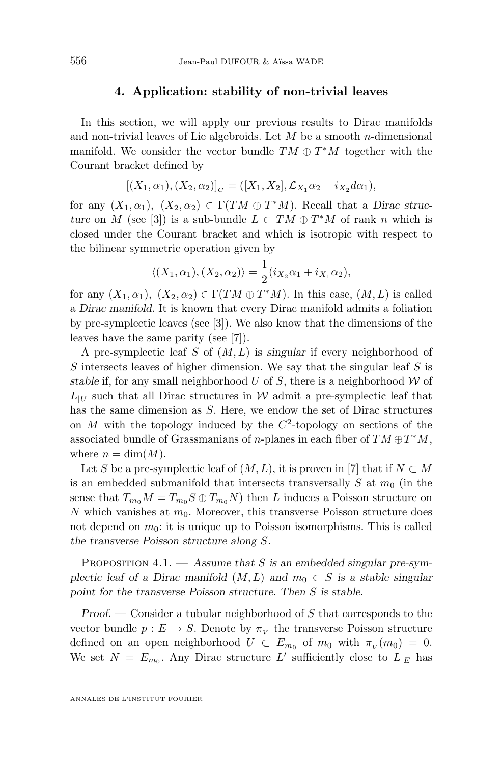## 4. Application: stability of non-trivial leaves

In this section, we will apply our previous results to Dirac manifolds and non-trivial leaves of Lie algebroids. Let $M$ be a smooth $n$-dimensional manifold. We consider the vector bundle $TM \oplus T^*M$ together with the Courant bracket defined by

$$[(X_1, \alpha_1), (X_2, \alpha_2)]_C = ([X_1, X_2], \mathcal{L}_{X_1}\alpha_2 - i_{X_2}d\alpha_1),$$

for any $(X_1, \alpha_1)$, $(X_2, \alpha_2) \in \Gamma(TM \oplus T^*M)$. Recall that a *Dirac structure* on $M$ (see [3]) is a sub-bundle $L \subset TM \oplus T^*M$ of rank $n$ which is closed under the Courant bracket and which is isotropic with respect to the bilinear symmetric operation given by

$$\langle (X_1, \alpha_1), (X_2, \alpha_2) \rangle = \frac{1}{2}(i_{X_2}\alpha_1 + i_{X_1}\alpha_2),$$

for any $(X_1, \alpha_1)$, $(X_2, \alpha_2) \in \Gamma(TM \oplus T^*M)$. In this case, $(M, L)$ is called a *Dirac manifold*. It is known that every Dirac manifold admits a foliation by pre-symplectic leaves (see [3]). We also know that the dimensions of the leaves have the same parity (see [7]).

A pre-symplectic leaf $S$ of $(M, L)$ is *singular* if every neighborhood of $S$ intersects leaves of higher dimension. We say that the singular leaf $S$ is *stable* if, for any small neighborhood $U$ of $S$, there is a neighborhood $\mathcal{W}$ of $L_{|U}$ such that all Dirac structures in $\mathcal{W}$ admit a pre-symplectic leaf that has the same dimension as $S$. Here, we endow the set of Dirac structures on $M$ with the topology induced by the $C^2$-topology on sections of the associated bundle of Grassmanians of $n$-planes in each fiber of $TM \oplus T^*M$, where $n = \dim(M)$.

Let $S$ be a pre-symplectic leaf of $(M, L)$, it is proven in [7] that if $N \subset M$ is an embedded submanifold that intersects transversally $S$ at $m_0$ (in the sense that $T_{m_0}M = T_{m_0}S \oplus T_{m_0}N$) then $L$ induces a Poisson structure on $N$ which vanishes at $m_0$. Moreover, this transverse Poisson structure does not depend on $m_0$: it is unique up to Poisson isomorphisms. This is called *the transverse Poisson structure along $S$*.

Proposition 4.1. — *Assume that $S$ is an embedded singular pre-symplectic leaf of a Dirac manifold $(M, L)$ and $m_0 \in S$ is a stable singular point for the transverse Poisson structure. Then $S$ is stable.*

*Proof.* — Consider a tubular neighborhood of $S$ that corresponds to the vector bundle $p : E \to S$. Denote by $\pi_V$ the transverse Poisson structure defined on an open neighborhood $U \subset E_{m_0}$ of $m_0$ with $\pi_V(m_0) = 0$. We set $N = E_{m_0}$. Any Dirac structure $L'$ sufficiently close to $L_{|E}$ has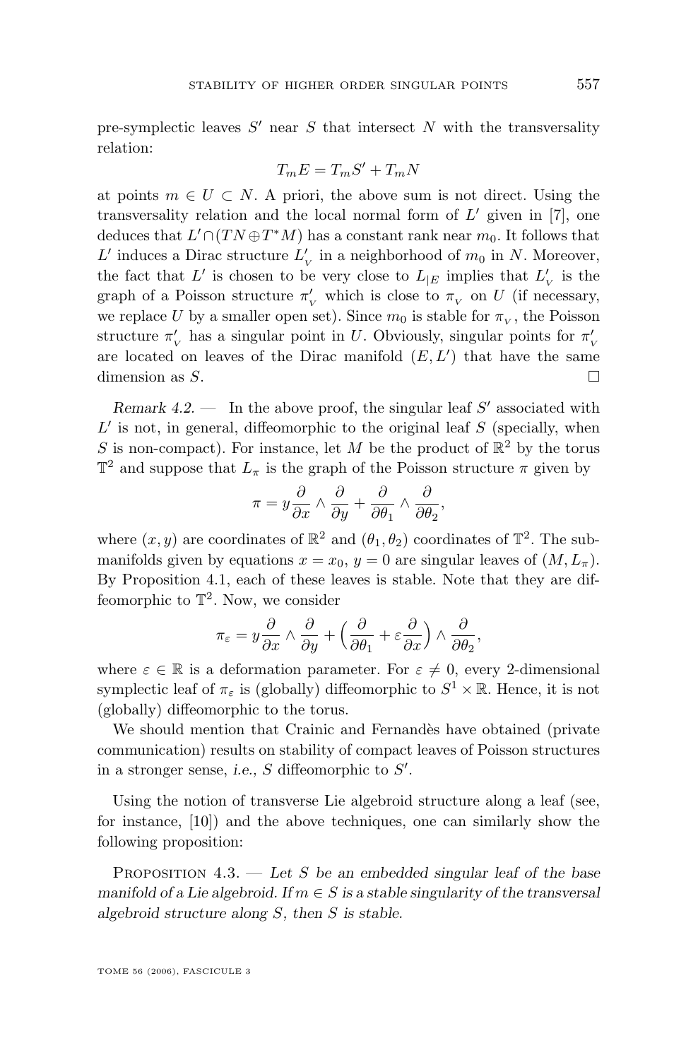pre-symplectic leaves $S'$ near $S$ that intersect $N$ with the transversality relation:

$$T_m E = T_m S' + T_m N$$

at points $m \in U \subset N$. A priori, the above sum is not direct. Using the transversality relation and the local normal form of $L'$ given in [7], one deduces that $L' \cap (TN \oplus T^*M)$ has a constant rank near $m_0$. It follows that $L'$ induces a Dirac structure $L'_{_V}$ in a neighborhood of $m_0$ in $N$. Moreover, the fact that $L'$ is chosen to be very close to $L_{|E}$ implies that $L'_{_V}$ is the graph of a Poisson structure $\pi'_{_V}$ which is close to $\pi_{_V}$ on $U$ (if necessary, we replace $U$ by a smaller open set). Since $m_0$ is stable for $\pi_{_V}$, the Poisson structure $\pi'_{_V}$ has a singular point in $U$. Obviously, singular points for $\pi'_{_V}$ are located on leaves of the Dirac manifold $(E, L')$ that have the same dimension as $S$. □

*Remark 4.2.* — In the above proof, the singular leaf $S'$ associated with $L'$ is not, in general, diffeomorphic to the original leaf $S$ (specially, when $S$ is non-compact). For instance, let $M$ be the product of $\mathbb{R}^2$ by the torus $\mathbb{T}^2$ and suppose that $L_\pi$ is the graph of the Poisson structure $\pi$ given by

$$\pi = y\frac{\partial}{\partial x} \wedge \frac{\partial}{\partial y} + \frac{\partial}{\partial \theta_1} \wedge \frac{\partial}{\partial \theta_2},$$

where $(x, y)$ are coordinates of $\mathbb{R}^2$ and $(\theta_1, \theta_2)$ coordinates of $\mathbb{T}^2$. The submanifolds given by equations $x = x_0$, $y = 0$ are singular leaves of $(M, L_\pi)$. By Proposition 4.1, each of these leaves is stable. Note that they are diffeomorphic to $\mathbb{T}^2$. Now, we consider

$$\pi_\varepsilon = y\frac{\partial}{\partial x} \wedge \frac{\partial}{\partial y} + \Big(\frac{\partial}{\partial \theta_1} + \varepsilon\frac{\partial}{\partial x}\Big) \wedge \frac{\partial}{\partial \theta_2},$$

where $\varepsilon \in \mathbb{R}$ is a deformation parameter. For $\varepsilon \neq 0$, every 2-dimensional symplectic leaf of $\pi_\varepsilon$ is (globally) diffeomorphic to $S^1 \times \mathbb{R}$. Hence, it is not (globally) diffeomorphic to the torus.

We should mention that Crainic and Fernandès have obtained (private communication) results on stability of compact leaves of Poisson structures in a stronger sense, *i.e.,* $S$ diffeomorphic to $S'$.

Using the notion of transverse Lie algebroid structure along a leaf (see, for instance, [10]) and the above techniques, one can similarly show the following proposition:

Proposition 4.3. — *Let $S$ be an embedded singular leaf of the base manifold of a Lie algebroid. If $m \in S$ is a stable singularity of the transversal algebroid structure along $S$, then $S$ is stable.*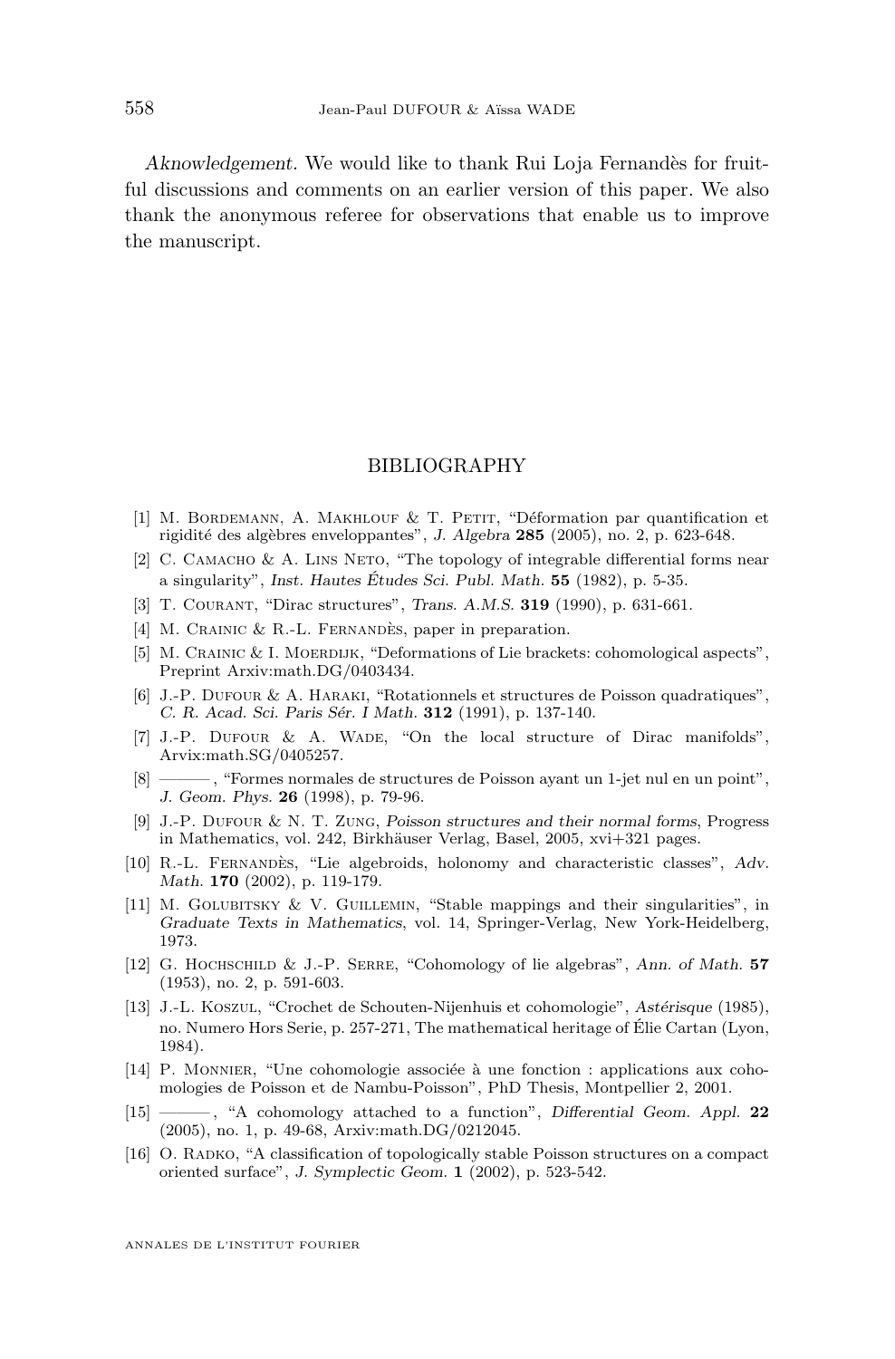*Aknowledgement.* We would like to thank Rui Loja Fernandès for fruitful discussions and comments on an earlier version of this paper. We also thank the anonymous referee for observations that enable us to improve the manuscript.

## BIBLIOGRAPHY

[1] M. Bordemann, A. Makhlouf & T. Petit, "Déformation par quantification et rigidité des algèbres enveloppantes", *J. Algebra* **285** (2005), no. 2, p. 623-648.

[2] C. Camacho & A. Lins Neto, "The topology of integrable differential forms near a singularity", *Inst. Hautes Études Sci. Publ. Math.* **55** (1982), p. 5-35.

[3] T. Courant, "Dirac structures", *Trans. A.M.S.* **319** (1990), p. 631-661.

[4] M. Crainic & R.-L. Fernandès, paper in preparation.

[5] M. Crainic & I. Moerdijk, "Deformations of Lie brackets: cohomological aspects", Preprint Arxiv:math.DG/0403434.

[6] J.-P. Dufour & A. Haraki, "Rotationnels et structures de Poisson quadratiques", *C. R. Acad. Sci. Paris Sér. I Math.* **312** (1991), p. 137-140.

[7] J.-P. Dufour & A. Wade, "On the local structure of Dirac manifolds", Arvix:math.SG/0405257.

[8] ———, "Formes normales de structures de Poisson ayant un 1-jet nul en un point", *J. Geom. Phys.* **26** (1998), p. 79-96.

[9] J.-P. Dufour & N. T. Zung, *Poisson structures and their normal forms*, Progress in Mathematics, vol. 242, Birkhäuser Verlag, Basel, 2005, xvi+321 pages.

[10] R.-L. Fernandès, "Lie algebroids, holonomy and characteristic classes", *Adv. Math.* **170** (2002), p. 119-179.

[11] M. Golubitsky & V. Guillemin, "Stable mappings and their singularities", in *Graduate Texts in Mathematics*, vol. 14, Springer-Verlag, New York-Heidelberg, 1973.

[12] G. Hochschild & J.-P. Serre, "Cohomology of lie algebras", *Ann. of Math.* **57** (1953), no. 2, p. 591-603.

[13] J.-L. Koszul, "Crochet de Schouten-Nijenhuis et cohomologie", *Astérisque* (1985), no. Numero Hors Serie, p. 257-271, The mathematical heritage of Élie Cartan (Lyon, 1984).

[14] P. Monnier, "Une cohomologie associée à une fonction : applications aux cohomologies de Poisson et de Nambu-Poisson", PhD Thesis, Montpellier 2, 2001.

[15] ———, "A cohomology attached to a function", *Differential Geom. Appl.* **22** (2005), no. 1, p. 49-68, Arxiv:math.DG/0212045.

[16] O. Radko, "A classification of topologically stable Poisson structures on a compact oriented surface", *J. Symplectic Geom.* **1** (2002), p. 523-542.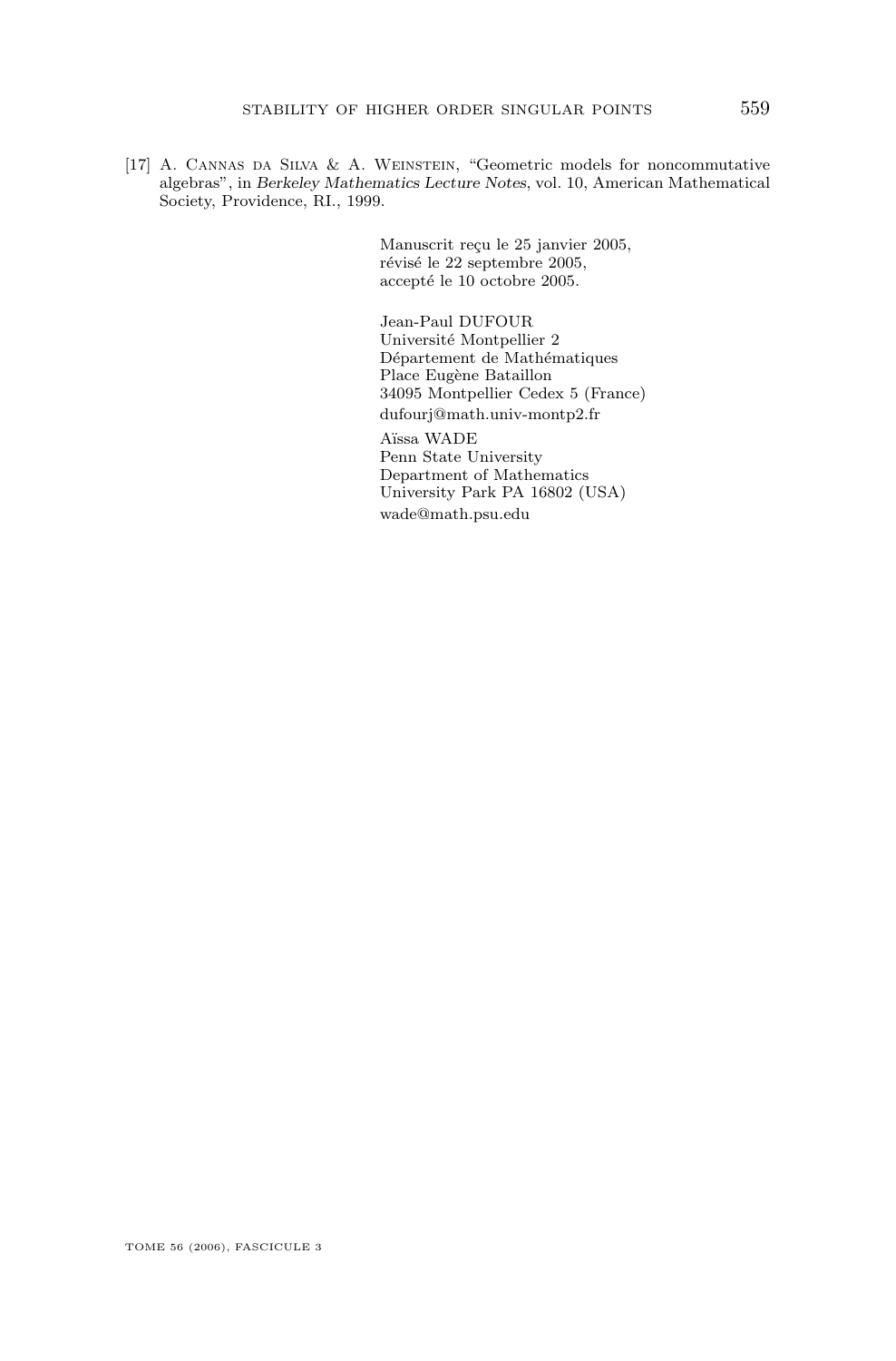[17] A. Cannas da Silva & A. Weinstein, "Geometric models for noncommutative algebras", in *Berkeley Mathematics Lecture Notes*, vol. 10, American Mathematical Society, Providence, RI., 1999.

Manuscrit reçu le 25 janvier 2005,
révisé le 22 septembre 2005,
accepté le 10 octobre 2005.

Jean-Paul DUFOUR
Université Montpellier 2
Département de Mathématiques
Place Eugène Bataillon
34095 Montpellier Cedex 5 (France)
dufourj@math.univ-montp2.fr

Aïssa WADE
Penn State University
Department of Mathematics
University Park PA 16802 (USA)
wade@math.psu.edu